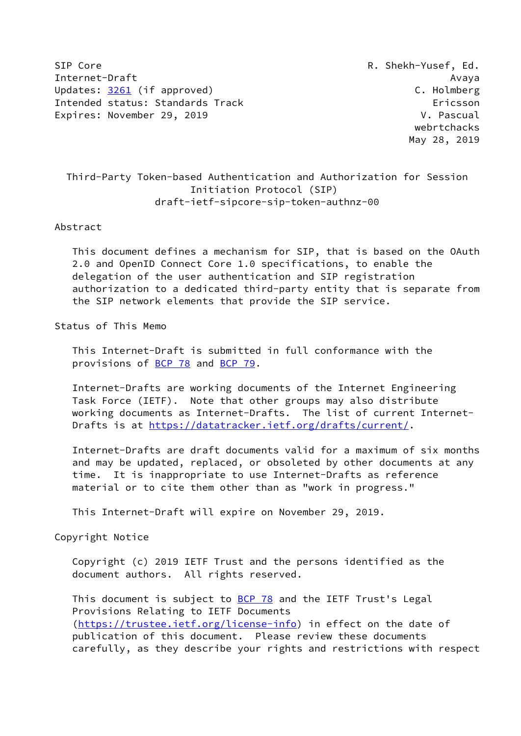SIP Core R. Shekh-Yusef, Ed.
Internet-Draft Avaya
Updates: 3261 (if approved) C. Holmberg
Intended status: Standards Track Ericsson
Expires: November 29, 2019 V. Pascual
webrtchacks
May 28, 2019

# Third-Party Token-based Authentication and Authorization for Session Initiation Protocol (SIP)

draft-ietf-sipcore-sip-token-authnz-00

## Abstract

This document defines a mechanism for SIP, that is based on the OAuth 2.0 and OpenID Connect Core 1.0 specifications, to enable the delegation of the user authentication and SIP registration authorization to a dedicated third-party entity that is separate from the SIP network elements that provide the SIP service.

## Status of This Memo

This Internet-Draft is submitted in full conformance with the provisions of BCP 78 and BCP 79.

Internet-Drafts are working documents of the Internet Engineering Task Force (IETF). Note that other groups may also distribute working documents as Internet-Drafts. The list of current Internet-Drafts is at https://datatracker.ietf.org/drafts/current/.

Internet-Drafts are draft documents valid for a maximum of six months and may be updated, replaced, or obsoleted by other documents at any time. It is inappropriate to use Internet-Drafts as reference material or to cite them other than as "work in progress."

This Internet-Draft will expire on November 29, 2019.

## Copyright Notice

Copyright (c) 2019 IETF Trust and the persons identified as the document authors. All rights reserved.

This document is subject to BCP 78 and the IETF Trust's Legal Provisions Relating to IETF Documents (https://trustee.ietf.org/license-info) in effect on the date of publication of this document. Please review these documents carefully, as they describe your rights and restrictions with respect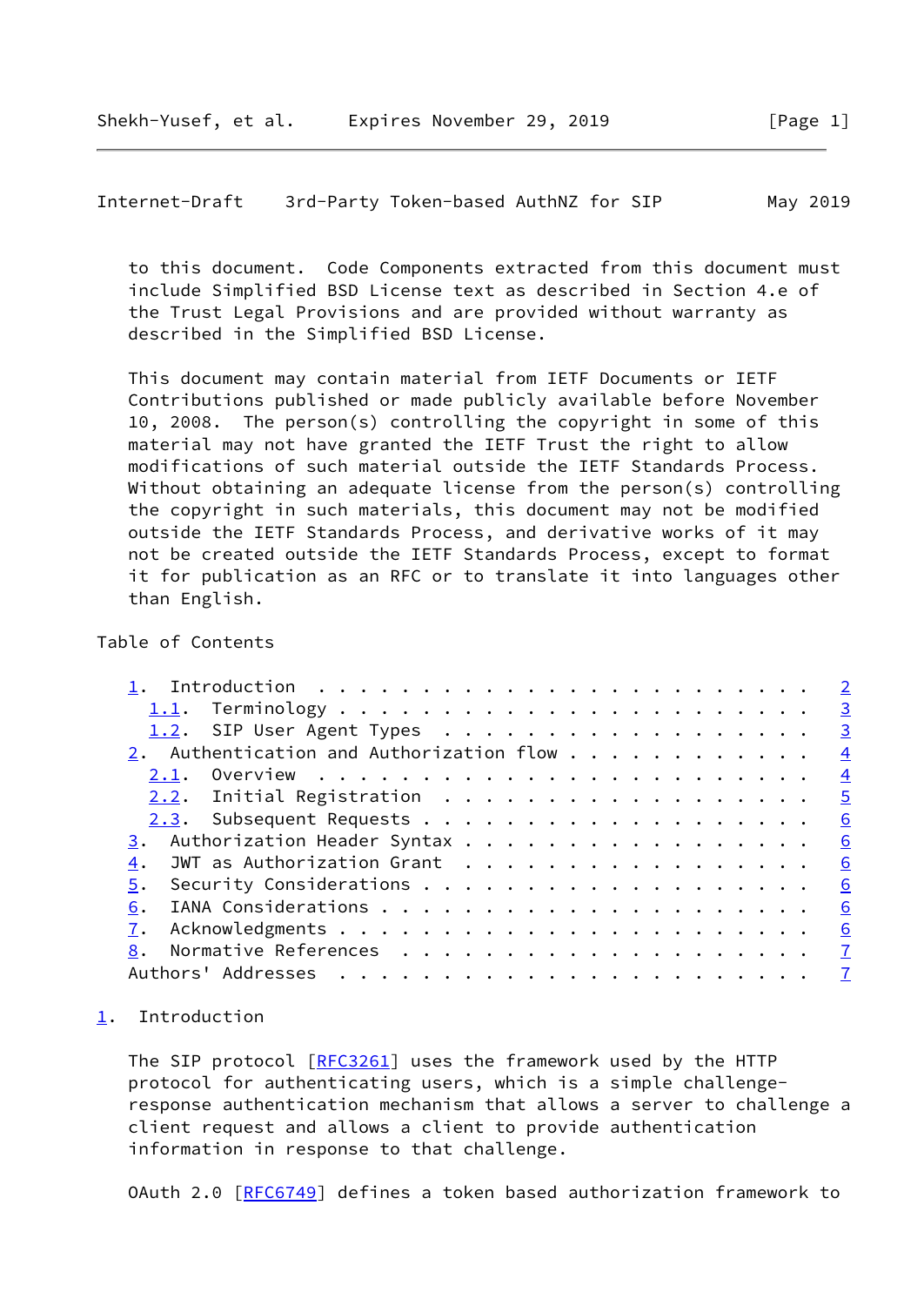to this document. Code Components extracted from this document must include Simplified BSD License text as described in Section 4.e of the Trust Legal Provisions and are provided without warranty as described in the Simplified BSD License.

This document may contain material from IETF Documents or IETF Contributions published or made publicly available before November 10, 2008. The person(s) controlling the copyright in some of this material may not have granted the IETF Trust the right to allow modifications of such material outside the IETF Standards Process. Without obtaining an adequate license from the person(s) controlling the copyright in such materials, this document may not be modified outside the IETF Standards Process, and derivative works of it may not be created outside the IETF Standards Process, except to format it for publication as an RFC or to translate it into languages other than English.

Table of Contents

- 1. Introduction . . . . . . . . . . . . . . . . . . . . . . . . 2
  - 1.1. Terminology . . . . . . . . . . . . . . . . . . . . . . 3
  - 1.2. SIP User Agent Types . . . . . . . . . . . . . . . . . . 3
- 2. Authentication and Authorization flow . . . . . . . . . . . . 4
  - 2.1. Overview . . . . . . . . . . . . . . . . . . . . . . . . 4
  - 2.2. Initial Registration . . . . . . . . . . . . . . . . . . 5
  - 2.3. Subsequent Requests . . . . . . . . . . . . . . . . . . 6
- 3. Authorization Header Syntax . . . . . . . . . . . . . . . . . 6
- 4. JWT as Authorization Grant . . . . . . . . . . . . . . . . . 6
- 5. Security Considerations . . . . . . . . . . . . . . . . . . . 6
- 6. IANA Considerations . . . . . . . . . . . . . . . . . . . . . 6
- 7. Acknowledgments . . . . . . . . . . . . . . . . . . . . . . . 6
- 8. Normative References . . . . . . . . . . . . . . . . . . . . 7
- Authors' Addresses . . . . . . . . . . . . . . . . . . . . . . . 7

## 1. Introduction

The SIP protocol [RFC3261] uses the framework used by the HTTP protocol for authenticating users, which is a simple challenge-response authentication mechanism that allows a server to challenge a client request and allows a client to provide authentication information in response to that challenge.

OAuth 2.0 [RFC6749] defines a token based authorization framework to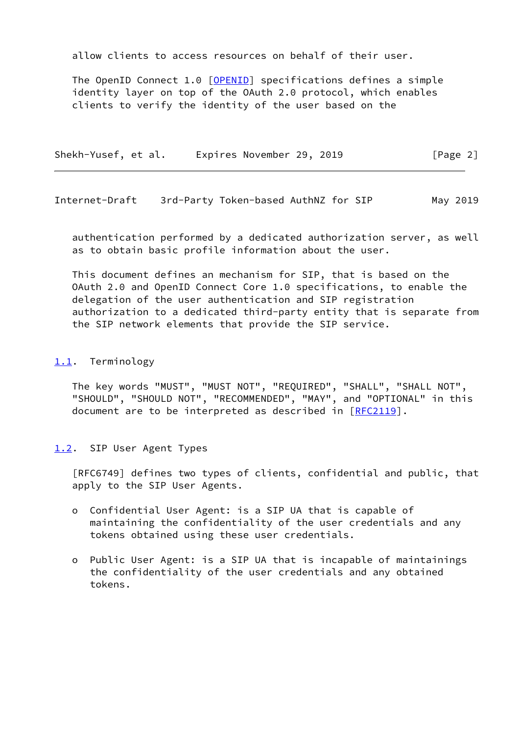allow clients to access resources on behalf of their user.

The OpenID Connect 1.0 [OPENID] specifications defines a simple identity layer on top of the OAuth 2.0 protocol, which enables clients to verify the identity of the user based on the authentication performed by a dedicated authorization server, as well as to obtain basic profile information about the user.

This document defines an mechanism for SIP, that is based on the OAuth 2.0 and OpenID Connect Core 1.0 specifications, to enable the delegation of the user authentication and SIP registration authorization to a dedicated third-party entity that is separate from the SIP network elements that provide the SIP service.

## 1.1. Terminology

The key words "MUST", "MUST NOT", "REQUIRED", "SHALL", "SHALL NOT", "SHOULD", "SHOULD NOT", "RECOMMENDED", "MAY", and "OPTIONAL" in this document are to be interpreted as described in [RFC2119].

## 1.2. SIP User Agent Types

[RFC6749] defines two types of clients, confidential and public, that apply to the SIP User Agents.

- Confidential User Agent: is a SIP UA that is capable of maintaining the confidentiality of the user credentials and any tokens obtained using these user credentials.

- Public User Agent: is a SIP UA that is incapable of maintainings the confidentiality of the user credentials and any obtained tokens.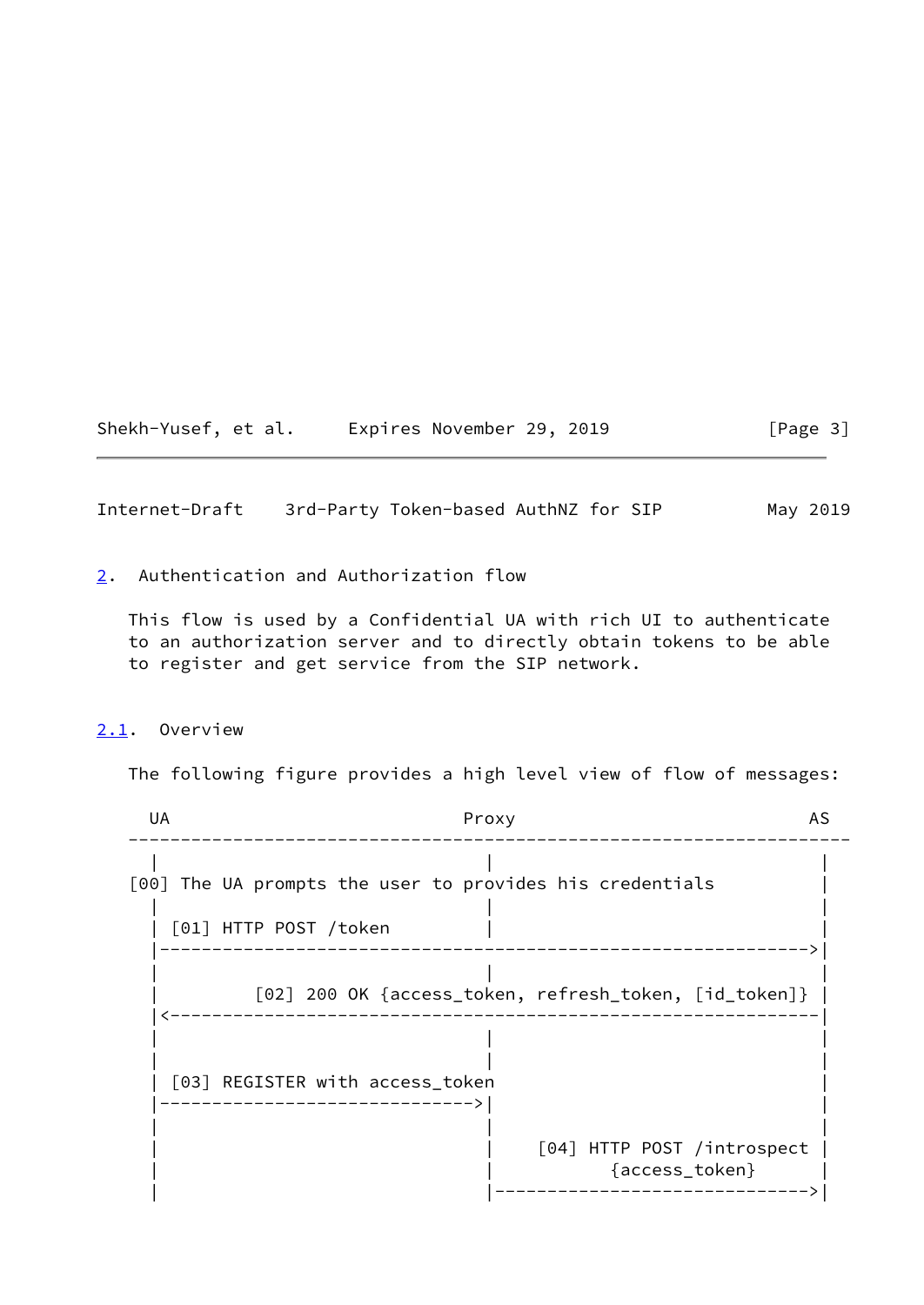## 2. Authentication and Authorization flow

This flow is used by a Confidential UA with rich UI to authenticate to an authorization server and to directly obtain tokens to be able to register and get service from the SIP network.

### 2.1. Overview

The following figure provides a high level view of flow of messages:

```
  UA                           Proxy                           AS
---------------------------------------------------------------------
  |                              |                               |
[00] The UA prompts the user to provides his credentials         |
  |                              |                               |
  | [01] HTTP POST /token        |                               |
  |------------------------------------------------------------->|
  |                              |                               |
  |         [02] 200 OK {access_token, refresh_token, [id_token]} |
  |<-------------------------------------------------------------|
  |                              |                               |
  |                              |                               |
  | [03] REGISTER with access_token                              |
  |----------------------------->|                               |
  |                              |                               |
  |                              |    [04] HTTP POST /introspect |
  |                              |           {access_token}      |
  |                              |------------------------------>|
```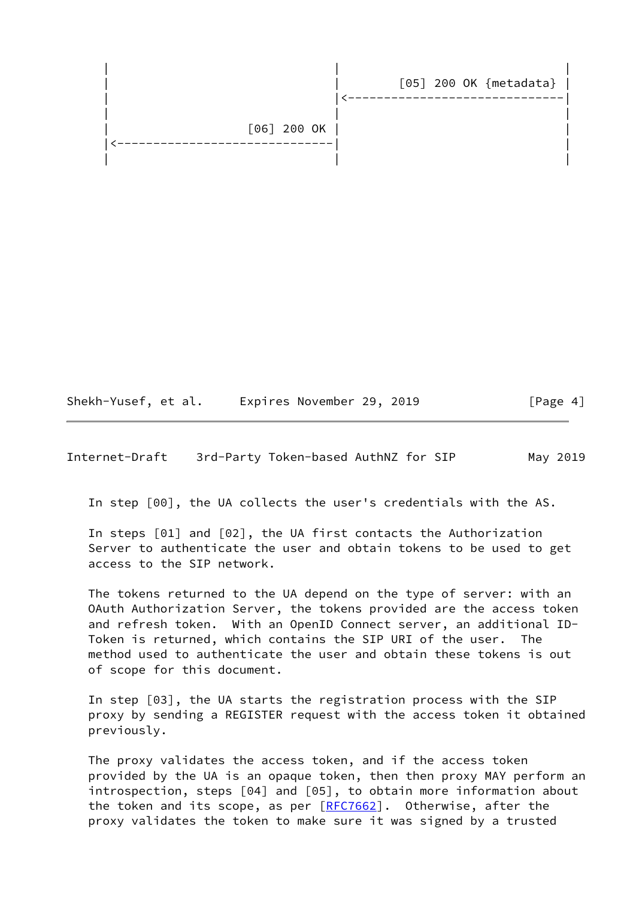```
 |                               |                              |
 |                               |        [05] 200 OK {metadata} |
 |                               |<-----------------------------|
 |                               |                              |
 |                   [06] 200 OK |                              |
 |<------------------------------|                              |
 |                               |                              |
```

In step [00], the UA collects the user's credentials with the AS.

In steps [01] and [02], the UA first contacts the Authorization Server to authenticate the user and obtain tokens to be used to get access to the SIP network.

The tokens returned to the UA depend on the type of server: with an OAuth Authorization Server, the tokens provided are the access token and refresh token. With an OpenID Connect server, an additional ID-Token is returned, which contains the SIP URI of the user. The method used to authenticate the user and obtain these tokens is out of scope for this document.

In step [03], the UA starts the registration process with the SIP proxy by sending a REGISTER request with the access token it obtained previously.

The proxy validates the access token, and if the access token provided by the UA is an opaque token, then then proxy MAY perform an introspection, steps [04] and [05], to obtain more information about the token and its scope, as per [RFC7662]. Otherwise, after the proxy validates the token to make sure it was signed by a trusted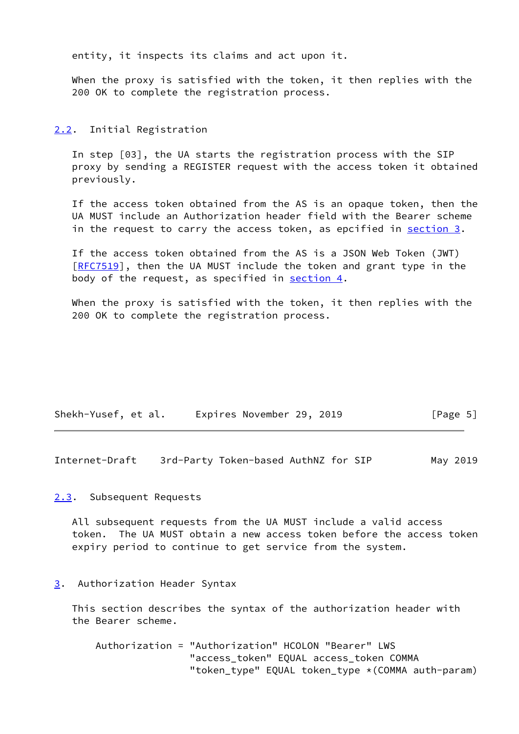entity, it inspects its claims and act upon it.

When the proxy is satisfied with the token, it then replies with the 200 OK to complete the registration process.

## 2.2. Initial Registration

In step [03], the UA starts the registration process with the SIP proxy by sending a REGISTER request with the access token it obtained previously.

If the access token obtained from the AS is an opaque token, then the UA MUST include an Authorization header field with the Bearer scheme in the request to carry the access token, as epcified in section 3.

If the access token obtained from the AS is a JSON Web Token (JWT) [RFC7519], then the UA MUST include the token and grant type in the body of the request, as specified in section 4.

When the proxy is satisfied with the token, it then replies with the 200 OK to complete the registration process.

## 2.3. Subsequent Requests

All subsequent requests from the UA MUST include a valid access token. The UA MUST obtain a new access token before the access token expiry period to continue to get service from the system.

# 3. Authorization Header Syntax

This section describes the syntax of the authorization header with the Bearer scheme.

```
Authorization = "Authorization" HCOLON "Bearer" LWS
                "access_token" EQUAL access_token COMMA
                "token_type" EQUAL token_type *(COMMA auth-param)
```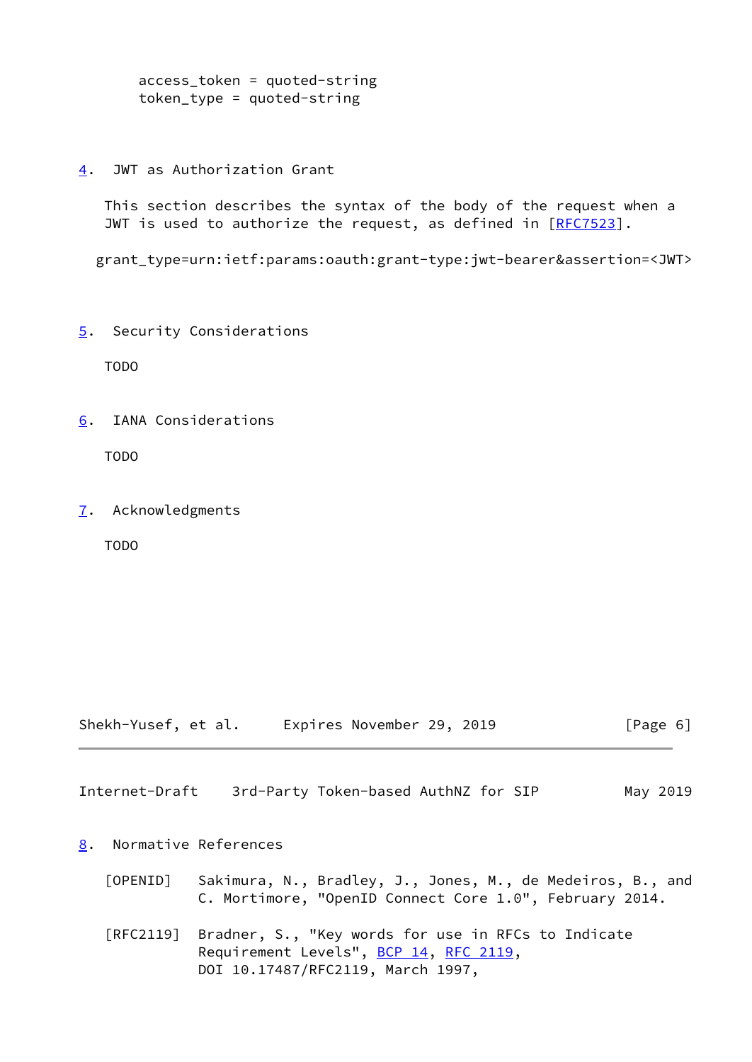```
access_token = quoted-string
token_type = quoted-string
```

## 4. JWT as Authorization Grant

This section describes the syntax of the body of the request when a JWT is used to authorize the request, as defined in [RFC7523].

```
grant_type=urn:ietf:params:oauth:grant-type:jwt-bearer&assertion=<JWT>
```

## 5. Security Considerations

TODO

## 6. IANA Considerations

TODO

## 7. Acknowledgments

TODO

## 8. Normative References

[OPENID] Sakimura, N., Bradley, J., Jones, M., de Medeiros, B., and C. Mortimore, "OpenID Connect Core 1.0", February 2014.

[RFC2119] Bradner, S., "Key words for use in RFCs to Indicate Requirement Levels", BCP 14, RFC 2119, DOI 10.17487/RFC2119, March 1997,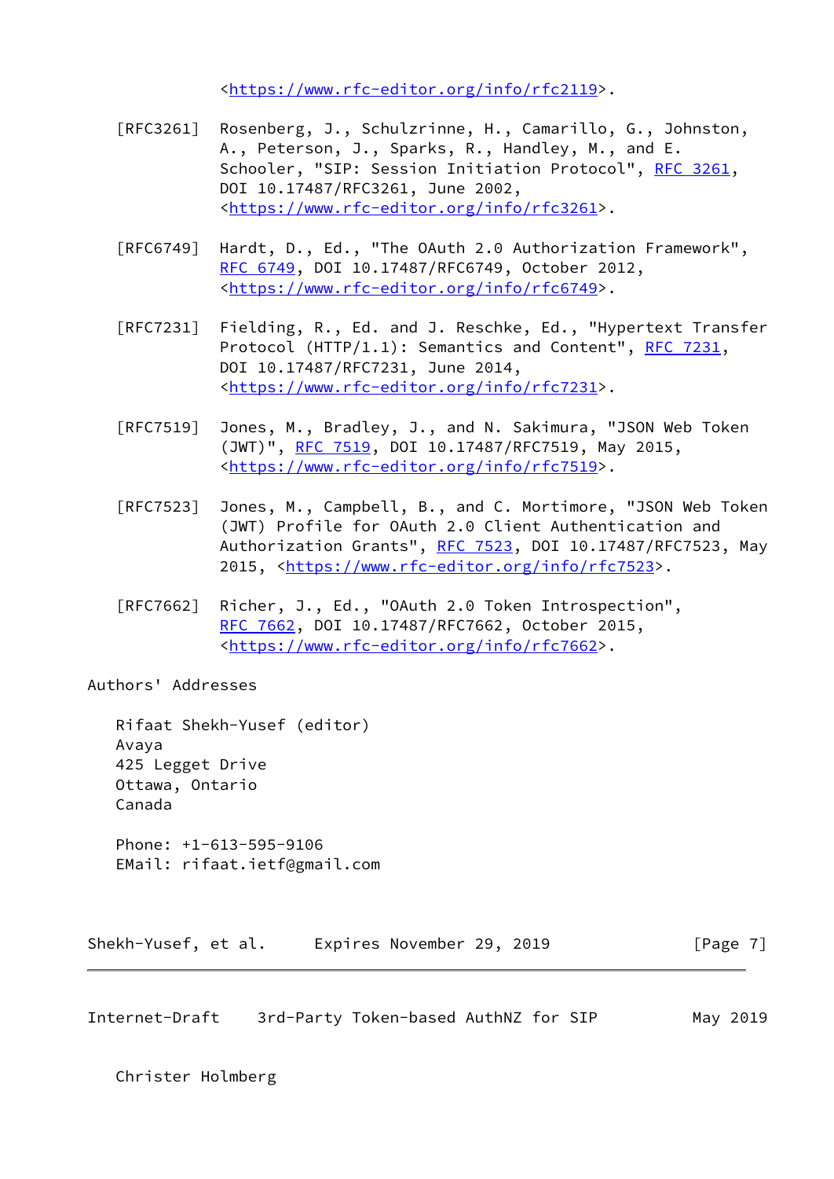<https://www.rfc-editor.org/info/rfc2119>.

[RFC3261] Rosenberg, J., Schulzrinne, H., Camarillo, G., Johnston, A., Peterson, J., Sparks, R., Handley, M., and E. Schooler, "SIP: Session Initiation Protocol", RFC 3261, DOI 10.17487/RFC3261, June 2002, <https://www.rfc-editor.org/info/rfc3261>.

[RFC6749] Hardt, D., Ed., "The OAuth 2.0 Authorization Framework", RFC 6749, DOI 10.17487/RFC6749, October 2012, <https://www.rfc-editor.org/info/rfc6749>.

[RFC7231] Fielding, R., Ed. and J. Reschke, Ed., "Hypertext Transfer Protocol (HTTP/1.1): Semantics and Content", RFC 7231, DOI 10.17487/RFC7231, June 2014, <https://www.rfc-editor.org/info/rfc7231>.

[RFC7519] Jones, M., Bradley, J., and N. Sakimura, "JSON Web Token (JWT)", RFC 7519, DOI 10.17487/RFC7519, May 2015, <https://www.rfc-editor.org/info/rfc7519>.

[RFC7523] Jones, M., Campbell, B., and C. Mortimore, "JSON Web Token (JWT) Profile for OAuth 2.0 Client Authentication and Authorization Grants", RFC 7523, DOI 10.17487/RFC7523, May 2015, <https://www.rfc-editor.org/info/rfc7523>.

[RFC7662] Richer, J., Ed., "OAuth 2.0 Token Introspection", RFC 7662, DOI 10.17487/RFC7662, October 2015, <https://www.rfc-editor.org/info/rfc7662>.

## Authors' Addresses

Rifaat Shekh-Yusef (editor)
Avaya
425 Legget Drive
Ottawa, Ontario
Canada

Phone: +1-613-595-9106
EMail: rifaat.ietf@gmail.com

Christer Holmberg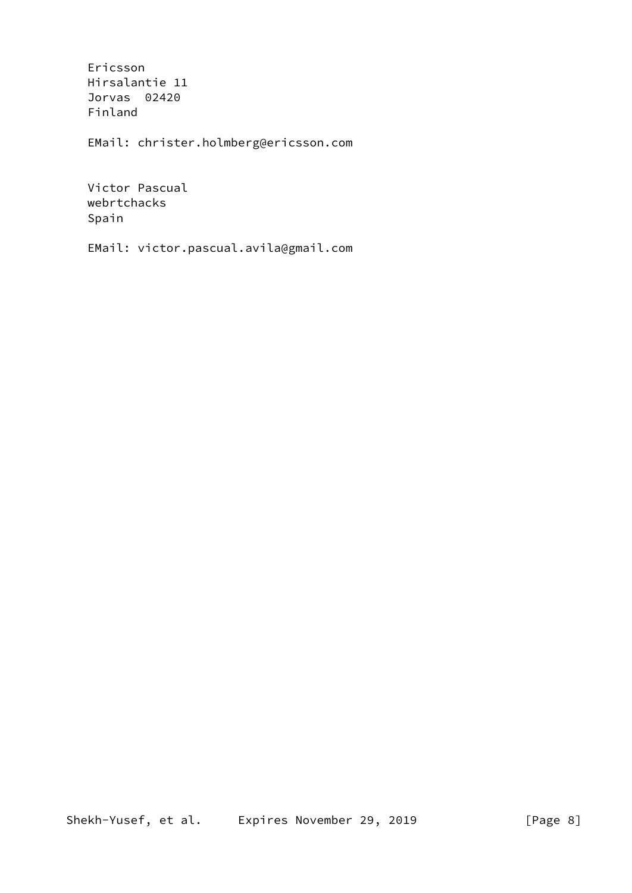Ericsson
Hirsalantie 11
Jorvas  02420
Finland

EMail: christer.holmberg@ericsson.com

Victor Pascual
webrtchacks
Spain

EMail: victor.pascual.avila@gmail.com